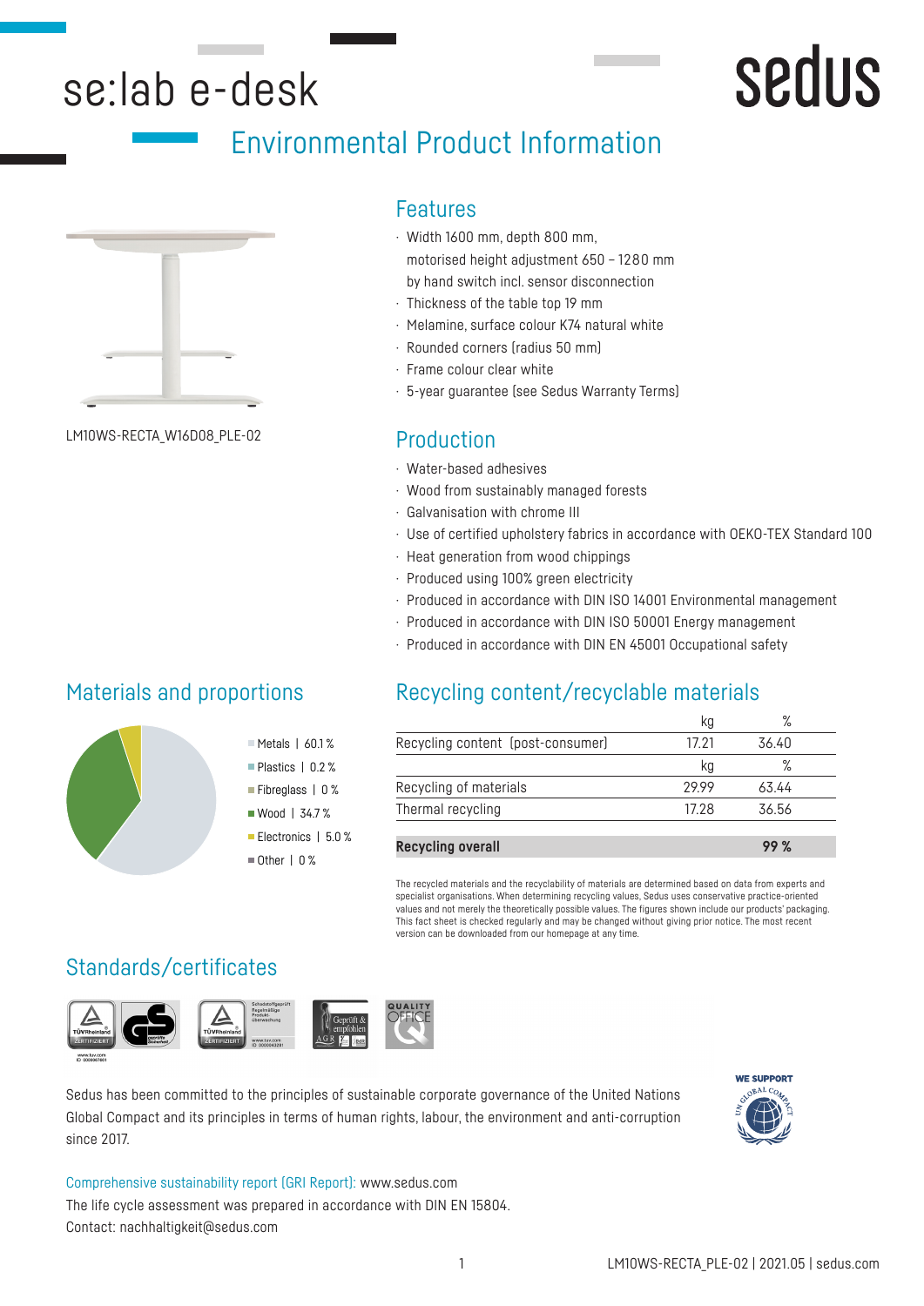# se:lab e-desk

sedus

## Environmental Product Information

LM10WS-RECTA_W16D08_PLE-02

## Features

- Width 1600 mm, depth 800 mm, motorised height adjustment 650 – 1280 mm by hand switch incl. sensor disconnection
- Thickness of the table top 19 mm
- Melamine, surface colour K74 natural white
- Rounded corners (radius 50 mm)
- Frame colour clear white
- 5-year guarantee (see Sedus Warranty Terms)

## Production

- Water-based adhesives
- Wood from sustainably managed forests
- Galvanisation with chrome III
- Use of certified upholstery fabrics in accordance with OEKO-TEX Standard 100
- Heat generation from wood chippings
- Produced using 100% green electricity
- Produced in accordance with DIN ISO 14001 Environmental management
- Produced in accordance with DIN ISO 50001 Energy management
- Produced in accordance with DIN EN 45001 Occupational safety

## Materials and proportions

- Metals | 60.1 %
- Plastics | 0.2 %
- Fibreglass | 0 %
- Wood | 34.7 %
- Electronics | 5.0 %
- Other | 0 %

## Recycling content/recyclable materials

| | kg | % |
|---|---|---|
| Recycling content (post-consumer) | 17.21 | 36.40 |
| | kg | % |
| Recycling of materials | 29.99 | 63.44 |
| Thermal recycling | 17.28 | 36.56 |
| **Recycling overall** | | **99 %** |

The recycled materials and the recyclability of materials are determined based on data from experts and specialist organisations. When determining recycling values, Sedus uses conservative practice-oriented values and not merely the theoretically possible values. The figures shown include our products' packaging. This fact sheet is checked regularly and may be changed without giving prior notice. The most recent version can be downloaded from our homepage at any time.

## Standards/certificates

Sedus has been committed to the principles of sustainable corporate governance of the United Nations Global Compact and its principles in terms of human rights, labour, the environment and anti-corruption since 2017.

WE SUPPORT

Comprehensive sustainability report (GRI Report): www.sedus.com
The life cycle assessment was prepared in accordance with DIN EN 15804.
Contact: nachhaltigkeit@sedus.com

LM10WS-RECTA_PLE-02 | 2021.05 | sedus.com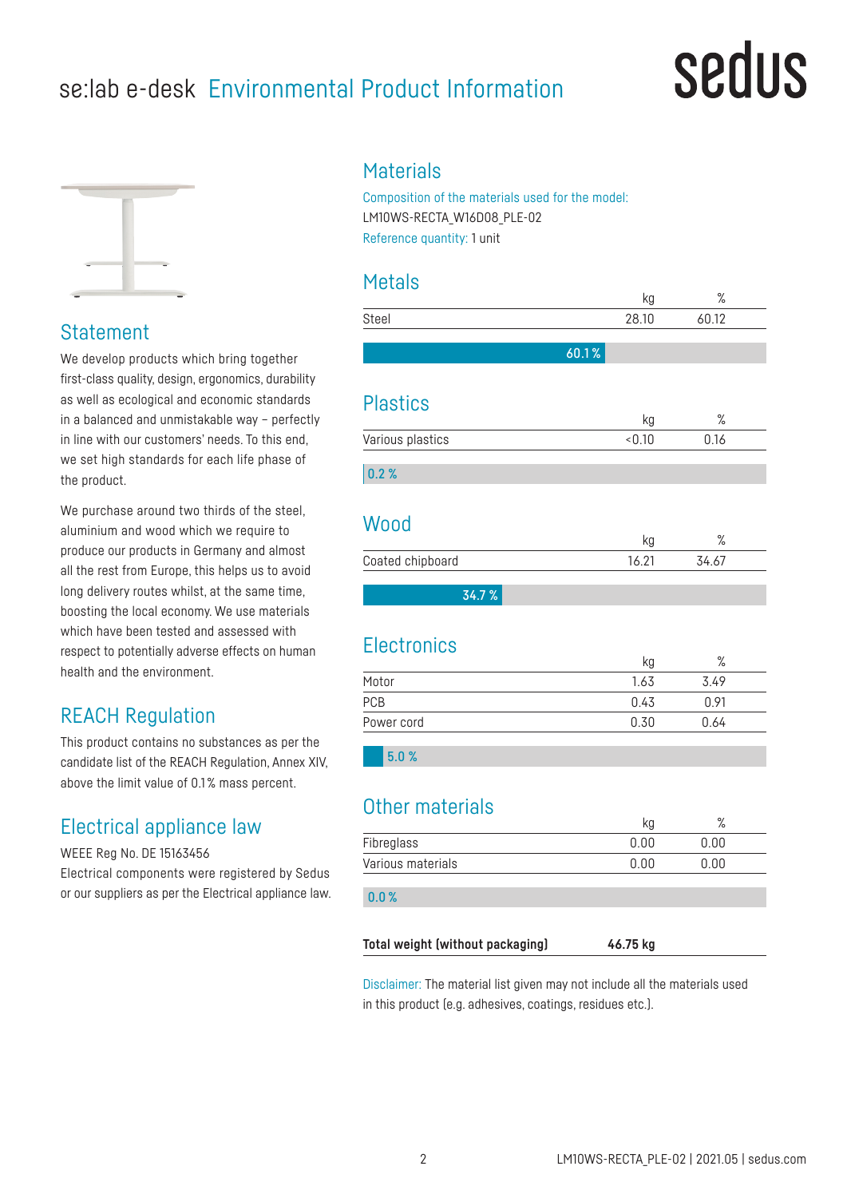# se:lab e-desk Environmental Product Information

## Statement

We develop products which bring together first-class quality, design, ergonomics, durability as well as ecological and economic standards in a balanced and unmistakable way – perfectly in line with our customers' needs. To this end, we set high standards for each life phase of the product.

We purchase around two thirds of the steel, aluminium and wood which we require to produce our products in Germany and almost all the rest from Europe, this helps us to avoid long delivery routes whilst, at the same time, boosting the local economy. We use materials which have been tested and assessed with respect to potentially adverse effects on human health and the environment.

## REACH Regulation

This product contains no substances as per the candidate list of the REACH Regulation, Annex XIV, above the limit value of 0.1% mass percent.

## Electrical appliance law

WEEE Reg No. DE 15163456

Electrical components were registered by Sedus or our suppliers as per the Electrical appliance law.

## Materials

Composition of the materials used for the model:
LM10WS-RECTA_W16D08_PLE-02

Reference quantity: 1 unit

### Metals

| | kg | % |
|---|---|---|
| Steel | 28.10 | 60.12 |

60.1 %

### Plastics

| | kg | % |
|---|---|---|
| Various plastics | <0.10 | 0.16 |

0.2 %

### Wood

| | kg | % |
|---|---|---|
| Coated chipboard | 16.21 | 34.67 |

34.7 %

### Electronics

| | kg | % |
|---|---|---|
| Motor | 1.63 | 3.49 |
| PCB | 0.43 | 0.91 |
| Power cord | 0.30 | 0.64 |

5.0 %

### Other materials

| | kg | % |
|---|---|---|
| Fibreglass | 0.00 | 0.00 |
| Various materials | 0.00 | 0.00 |

0.0 %

| **Total weight (without packaging)** | **46.75 kg** |
|---|---|

Disclaimer: The material list given may not include all the materials used in this product (e.g. adhesives, coatings, residues etc.).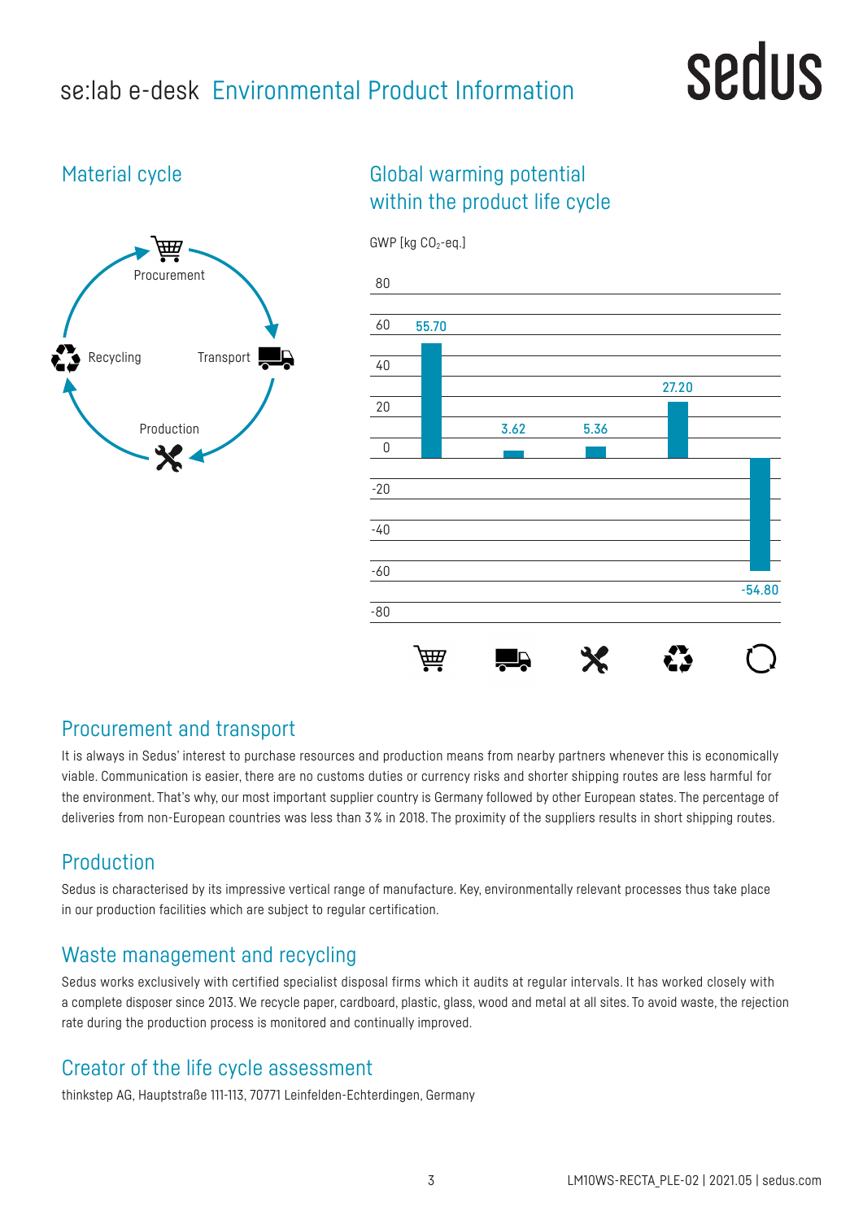# se:lab e-desk Environmental Product Information

## Material cycle

Procurement

Transport

Production

Recycling

## Global warming potential within the product life cycle

GWP [kg $CO_2$-eq.]

| Procurement | Transport | Production | Recycling | Total |
| --- | --- | --- | --- | --- |
| 55.70 | 3.62 | 5.36 | 27.20 | -54.80 |

## Procurement and transport

It is always in Sedus' interest to purchase resources and production means from nearby partners whenever this is economically viable. Communication is easier, there are no customs duties or currency risks and shorter shipping routes are less harmful for the environment. That's why, our most important supplier country is Germany followed by other European states. The percentage of deliveries from non-European countries was less than 3 % in 2018. The proximity of the suppliers results in short shipping routes.

## Production

Sedus is characterised by its impressive vertical range of manufacture. Key, environmentally relevant processes thus take place in our production facilities which are subject to regular certification.

## Waste management and recycling

Sedus works exclusively with certified specialist disposal firms which it audits at regular intervals. It has worked closely with a complete disposer since 2013. We recycle paper, cardboard, plastic, glass, wood and metal at all sites. To avoid waste, the rejection rate during the production process is monitored and continually improved.

## Creator of the life cycle assessment

thinkstep AG, Hauptstraße 111-113, 70771 Leinfelden-Echterdingen, Germany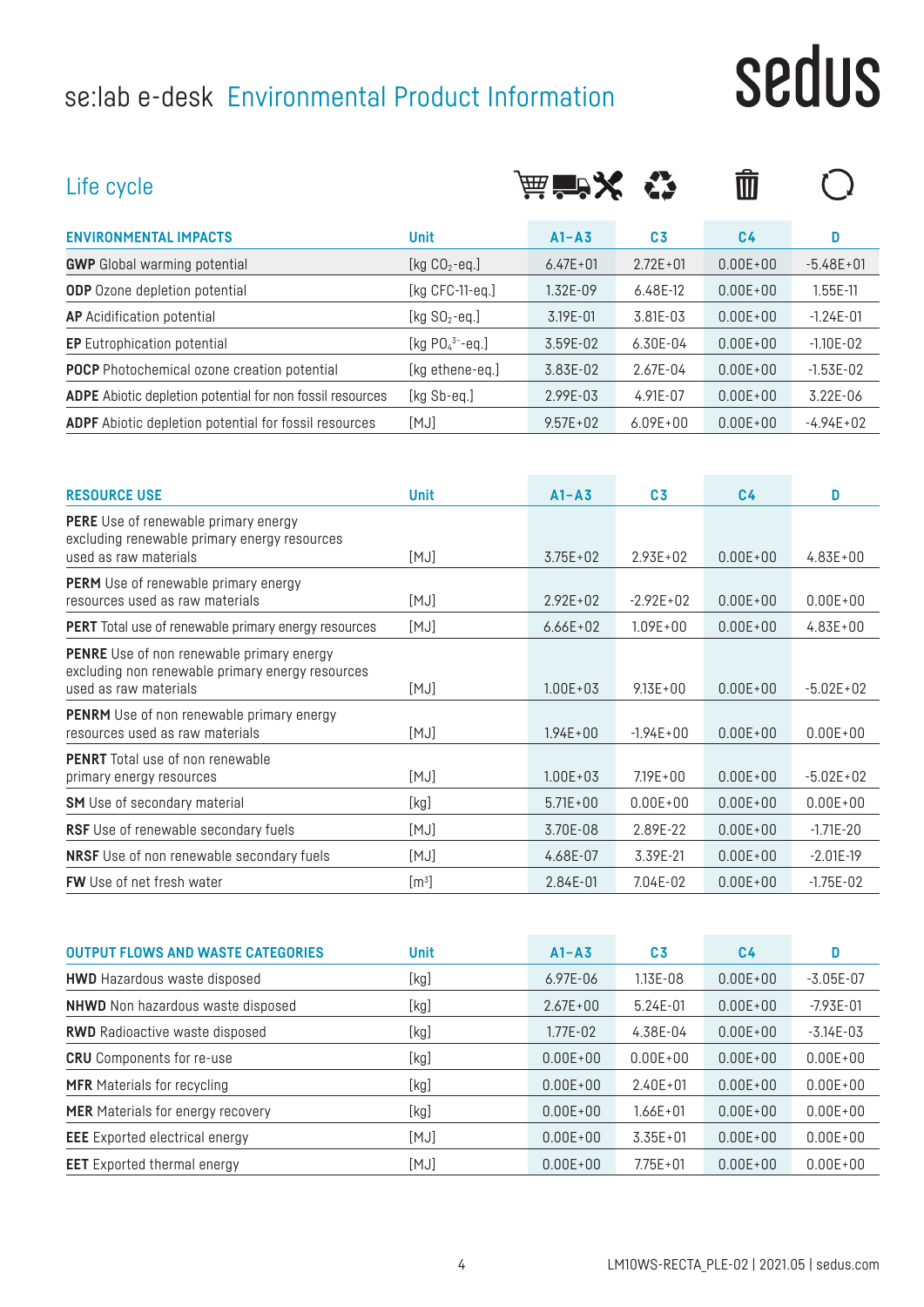# se:lab e-desk Environmental Product Information

## Life cycle

| ENVIRONMENTAL IMPACTS | Unit | A1–A3 | C3 | C4 | D |
|---|---|---|---|---|---|
| **GWP** Global warming potential | [kg $CO_2$-eq.] | 6.47E+01 | 2.72E+01 | 0.00E+00 | -5.48E+01 |
| **ODP** Ozone depletion potential | [kg CFC-11-eq.] | 1.32E-09 | 6.48E-12 | 0.00E+00 | 1.55E-11 |
| **AP** Acidification potential | [kg $SO_2$-eq.] | 3.19E-01 | 3.81E-03 | 0.00E+00 | -1.24E-01 |
| **EP** Eutrophication potential | [kg $PO_4^{3-}$-eq.] | 3.59E-02 | 6.30E-04 | 0.00E+00 | -1.10E-02 |
| **POCP** Photochemical ozone creation potential | [kg ethene-eq.] | 3.83E-02 | 2.67E-04 | 0.00E+00 | -1.53E-02 |
| **ADPE** Abiotic depletion potential for non fossil resources | [kg Sb-eq.] | 2.99E-03 | 4.91E-07 | 0.00E+00 | 3.22E-06 |
| **ADPF** Abiotic depletion potential for fossil resources | [MJ] | 9.57E+02 | 6.09E+00 | 0.00E+00 | -4.94E+02 |

| RESOURCE USE | Unit | A1–A3 | C3 | C4 | D |
|---|---|---|---|---|---|
| **PERE** Use of renewable primary energy excluding renewable primary energy resources used as raw materials | [MJ] | 3.75E+02 | 2.93E+02 | 0.00E+00 | 4.83E+00 |
| **PERM** Use of renewable primary energy resources used as raw materials | [MJ] | 2.92E+02 | -2.92E+02 | 0.00E+00 | 0.00E+00 |
| **PERT** Total use of renewable primary energy resources | [MJ] | 6.66E+02 | 1.09E+00 | 0.00E+00 | 4.83E+00 |
| **PENRE** Use of non renewable primary energy excluding non renewable primary energy resources used as raw materials | [MJ] | 1.00E+03 | 9.13E+00 | 0.00E+00 | -5.02E+02 |
| **PENRM** Use of non renewable primary energy resources used as raw materials | [MJ] | 1.94E+00 | -1.94E+00 | 0.00E+00 | 0.00E+00 |
| **PENRT** Total use of non renewable primary energy resources | [MJ] | 1.00E+03 | 7.19E+00 | 0.00E+00 | -5.02E+02 |
| **SM** Use of secondary material | [kg] | 5.71E+00 | 0.00E+00 | 0.00E+00 | 0.00E+00 |
| **RSF** Use of renewable secondary fuels | [MJ] | 3.70E-08 | 2.89E-22 | 0.00E+00 | -1.71E-20 |
| **NRSF** Use of non renewable secondary fuels | [MJ] | 4.68E-07 | 3.39E-21 | 0.00E+00 | -2.01E-19 |
| **FW** Use of net fresh water | [$m^3$] | 2.84E-01 | 7.04E-02 | 0.00E+00 | -1.75E-02 |

| OUTPUT FLOWS AND WASTE CATEGORIES | Unit | A1–A3 | C3 | C4 | D |
|---|---|---|---|---|---|
| **HWD** Hazardous waste disposed | [kg] | 6.97E-06 | 1.13E-08 | 0.00E+00 | -3.05E-07 |
| **NHWD** Non hazardous waste disposed | [kg] | 2.67E+00 | 5.24E-01 | 0.00E+00 | -7.93E-01 |
| **RWD** Radioactive waste disposed | [kg] | 1.77E-02 | 4.38E-04 | 0.00E+00 | -3.14E-03 |
| **CRU** Components for re-use | [kg] | 0.00E+00 | 0.00E+00 | 0.00E+00 | 0.00E+00 |
| **MFR** Materials for recycling | [kg] | 0.00E+00 | 2.40E+01 | 0.00E+00 | 0.00E+00 |
| **MER** Materials for energy recovery | [kg] | 0.00E+00 | 1.66E+01 | 0.00E+00 | 0.00E+00 |
| **EEE** Exported electrical energy | [MJ] | 0.00E+00 | 3.35E+01 | 0.00E+00 | 0.00E+00 |
| **EET** Exported thermal energy | [MJ] | 0.00E+00 | 7.75E+01 | 0.00E+00 | 0.00E+00 |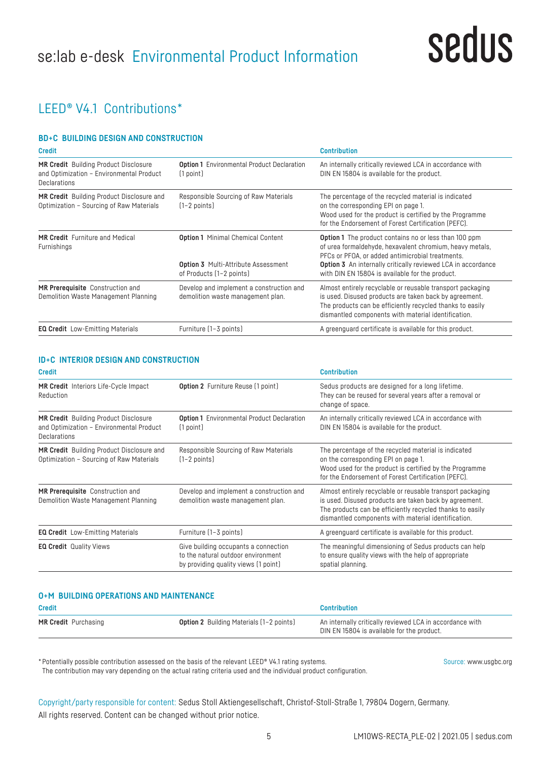# se:lab e-desk Environmental Product Information

sedus

## LEED® V4.1 Contributions*

### BD+C BUILDING DESIGN AND CONSTRUCTION

| Credit | | Contribution |
|---|---|---|
| **MR Credit** Building Product Disclosure and Optimization – Environmental Product Declarations | **Option 1** Environmental Product Declaration (1 point) | An internally critically reviewed LCA in accordance with DIN EN 15804 is available for the product. |
| **MR Credit** Building Product Disclosure and Optimization – Sourcing of Raw Materials | Responsible Sourcing of Raw Materials (1–2 points) | The percentage of the recycled material is indicated on the corresponding EPI on page 1. Wood used for the product is certified by the Programme for the Endorsement of Forest Certification (PEFC). |
| **MR Credit** Furniture and Medical Furnishings | **Option 1** Minimal Chemical Content<br><br>**Option 3** Multi-Attribute Assessment of Products (1–2 points) | **Option 1** The product contains no or less than 100 ppm of urea formaldehyde, hexavalent chromium, heavy metals, PFCs or PFOA, or added antimicrobial treatments.<br>**Option 3** An internally critically reviewed LCA in accordance with DIN EN 15804 is available for the product. |
| **MR Prerequisite** Construction and Demolition Waste Management Planning | Develop and implement a construction and demolition waste management plan. | Almost entirely recyclable or reusable transport packaging is used. Disused products are taken back by agreement. The products can be efficiently recycled thanks to easily dismantled components with material identification. |
| **EQ Credit** Low-Emitting Materials | Furniture (1–3 points) | A greenguard certificate is available for this product. |

### ID+C INTERIOR DESIGN AND CONSTRUCTION

| Credit | | Contribution |
|---|---|---|
| **MR Credit** Interiors Life-Cycle Impact Reduction | **Option 2** Furniture Reuse (1 point) | Sedus products are designed for a long lifetime. They can be reused for several years after a removal or change of space. |
| **MR Credit** Building Product Disclosure and Optimization – Environmental Product Declarations | **Option 1** Environmental Product Declaration (1 point) | An internally critically reviewed LCA in accordance with DIN EN 15804 is available for the product. |
| **MR Credit** Building Product Disclosure and Optimization – Sourcing of Raw Materials | Responsible Sourcing of Raw Materials (1–2 points) | The percentage of the recycled material is indicated on the corresponding EPI on page 1. Wood used for the product is certified by the Programme for the Endorsement of Forest Certification (PEFC). |
| **MR Prerequisite** Construction and Demolition Waste Management Planning | Develop and implement a construction and demolition waste management plan. | Almost entirely recyclable or reusable transport packaging is used. Disused products are taken back by agreement. The products can be efficiently recycled thanks to easily dismantled components with material identification. |
| **EQ Credit** Low-Emitting Materials | Furniture (1–3 points) | A greenguard certificate is available for this product. |
| **EQ Credit** Quality Views | Give building occupants a connection to the natural outdoor environment by providing quality views (1 point) | The meaningful dimensioning of Sedus products can help to ensure quality views with the help of appropriate spatial planning. |

### O+M BUILDING OPERATIONS AND MAINTENANCE

| Credit | | Contribution |
|---|---|---|
| **MR Credit** Purchasing | **Option 2** Building Materials (1–2 points) | An internally critically reviewed LCA in accordance with DIN EN 15804 is available for the product. |

* Potentially possible contribution assessed on the basis of the relevant LEED® V4.1 rating systems. The contribution may vary depending on the actual rating criteria used and the individual product configuration.

Source: www.usgbc.org

Copyright/party responsible for content: Sedus Stoll Aktiengesellschaft, Christof-Stoll-Straße 1, 79804 Dogern, Germany.
All rights reserved. Content can be changed without prior notice.

LM10WS-RECTA_PLE-02 | 2021.05 | sedus.com